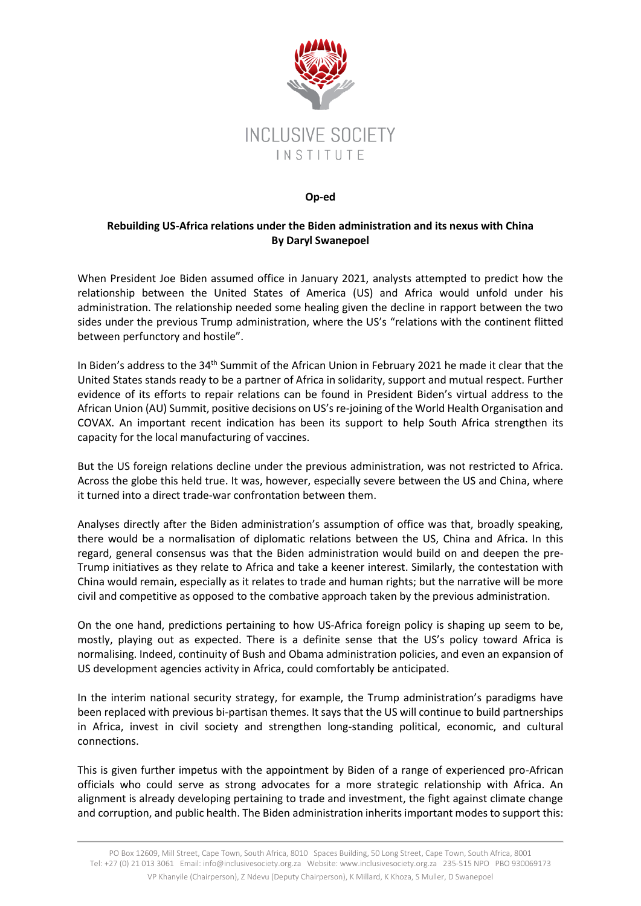INCLUSIVE SOCIETY INSTITUTE

**Op-ed**

**Rebuilding US-Africa relations under the Biden administration and its nexus with China**
**By Daryl Swanepoel**

When President Joe Biden assumed office in January 2021, analysts attempted to predict how the relationship between the United States of America (US) and Africa would unfold under his administration. The relationship needed some healing given the decline in rapport between the two sides under the previous Trump administration, where the US's "relations with the continent flitted between perfunctory and hostile".

In Biden's address to the 34th Summit of the African Union in February 2021 he made it clear that the United States stands ready to be a partner of Africa in solidarity, support and mutual respect. Further evidence of its efforts to repair relations can be found in President Biden's virtual address to the African Union (AU) Summit, positive decisions on US's re-joining of the World Health Organisation and COVAX. An important recent indication has been its support to help South Africa strengthen its capacity for the local manufacturing of vaccines.

But the US foreign relations decline under the previous administration, was not restricted to Africa. Across the globe this held true. It was, however, especially severe between the US and China, where it turned into a direct trade-war confrontation between them.

Analyses directly after the Biden administration's assumption of office was that, broadly speaking, there would be a normalisation of diplomatic relations between the US, China and Africa. In this regard, general consensus was that the Biden administration would build on and deepen the pre-Trump initiatives as they relate to Africa and take a keener interest. Similarly, the contestation with China would remain, especially as it relates to trade and human rights; but the narrative will be more civil and competitive as opposed to the combative approach taken by the previous administration.

On the one hand, predictions pertaining to how US-Africa foreign policy is shaping up seem to be, mostly, playing out as expected. There is a definite sense that the US's policy toward Africa is normalising. Indeed, continuity of Bush and Obama administration policies, and even an expansion of US development agencies activity in Africa, could comfortably be anticipated.

In the interim national security strategy, for example, the Trump administration's paradigms have been replaced with previous bi-partisan themes. It says that the US will continue to build partnerships in Africa, invest in civil society and strengthen long-standing political, economic, and cultural connections.

This is given further impetus with the appointment by Biden of a range of experienced pro-African officials who could serve as strong advocates for a more strategic relationship with Africa. An alignment is already developing pertaining to trade and investment, the fight against climate change and corruption, and public health. The Biden administration inherits important modes to support this: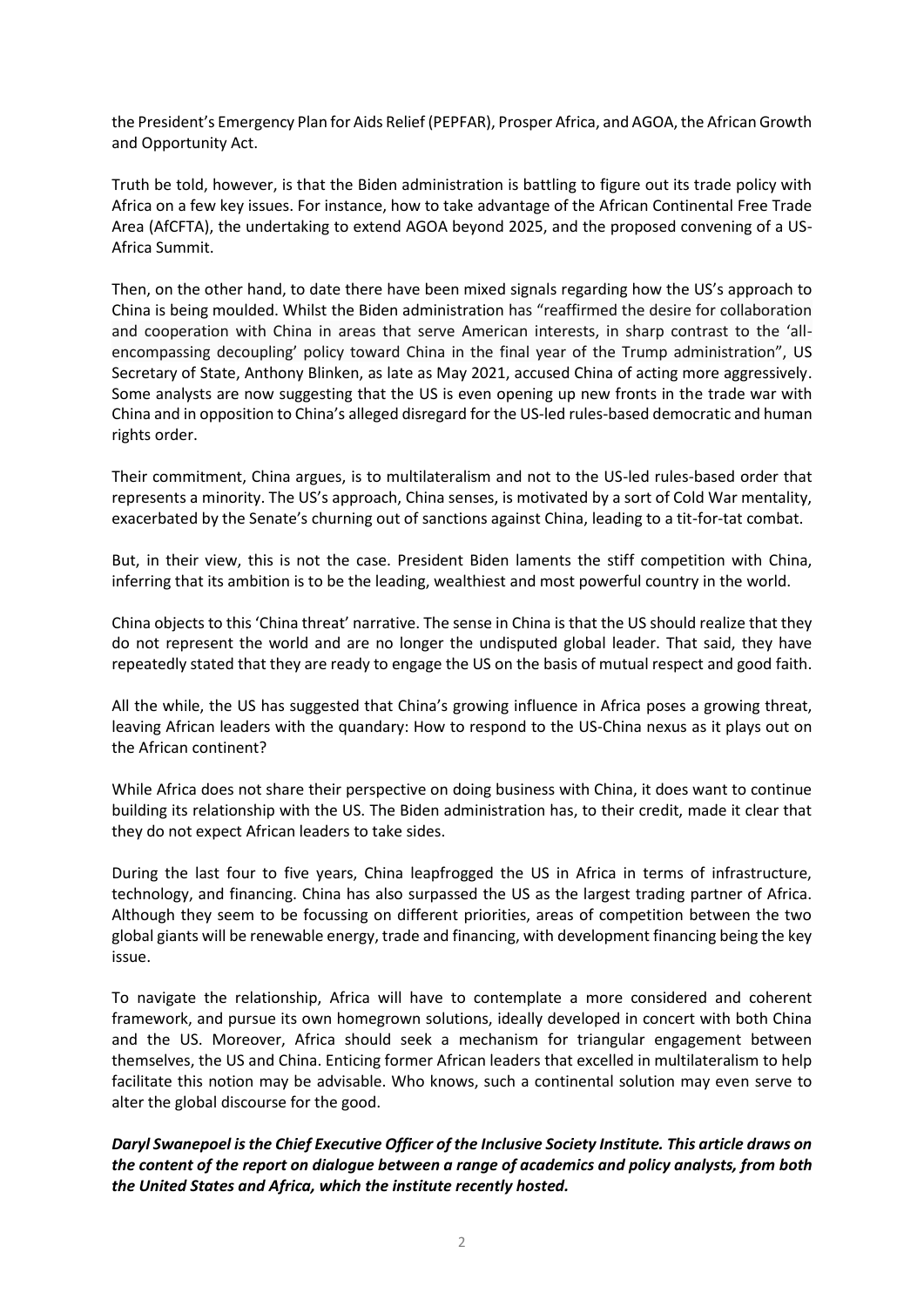the President's Emergency Plan for Aids Relief (PEPFAR), Prosper Africa, and AGOA, the African Growth and Opportunity Act.

Truth be told, however, is that the Biden administration is battling to figure out its trade policy with Africa on a few key issues. For instance, how to take advantage of the African Continental Free Trade Area (AfCFTA), the undertaking to extend AGOA beyond 2025, and the proposed convening of a US-Africa Summit.

Then, on the other hand, to date there have been mixed signals regarding how the US's approach to China is being moulded. Whilst the Biden administration has "reaffirmed the desire for collaboration and cooperation with China in areas that serve American interests, in sharp contrast to the 'all-encompassing decoupling' policy toward China in the final year of the Trump administration", US Secretary of State, Anthony Blinken, as late as May 2021, accused China of acting more aggressively. Some analysts are now suggesting that the US is even opening up new fronts in the trade war with China and in opposition to China's alleged disregard for the US-led rules-based democratic and human rights order.

Their commitment, China argues, is to multilateralism and not to the US-led rules-based order that represents a minority. The US's approach, China senses, is motivated by a sort of Cold War mentality, exacerbated by the Senate's churning out of sanctions against China, leading to a tit-for-tat combat.

But, in their view, this is not the case. President Biden laments the stiff competition with China, inferring that its ambition is to be the leading, wealthiest and most powerful country in the world.

China objects to this 'China threat' narrative. The sense in China is that the US should realize that they do not represent the world and are no longer the undisputed global leader. That said, they have repeatedly stated that they are ready to engage the US on the basis of mutual respect and good faith.

All the while, the US has suggested that China's growing influence in Africa poses a growing threat, leaving African leaders with the quandary: How to respond to the US-China nexus as it plays out on the African continent?

While Africa does not share their perspective on doing business with China, it does want to continue building its relationship with the US. The Biden administration has, to their credit, made it clear that they do not expect African leaders to take sides.

During the last four to five years, China leapfrogged the US in Africa in terms of infrastructure, technology, and financing. China has also surpassed the US as the largest trading partner of Africa. Although they seem to be focussing on different priorities, areas of competition between the two global giants will be renewable energy, trade and financing, with development financing being the key issue.

To navigate the relationship, Africa will have to contemplate a more considered and coherent framework, and pursue its own homegrown solutions, ideally developed in concert with both China and the US. Moreover, Africa should seek a mechanism for triangular engagement between themselves, the US and China. Enticing former African leaders that excelled in multilateralism to help facilitate this notion may be advisable. Who knows, such a continental solution may even serve to alter the global discourse for the good.

***Daryl Swanepoel is the Chief Executive Officer of the Inclusive Society Institute. This article draws on the content of the report on dialogue between a range of academics and policy analysts, from both the United States and Africa, which the institute recently hosted.***